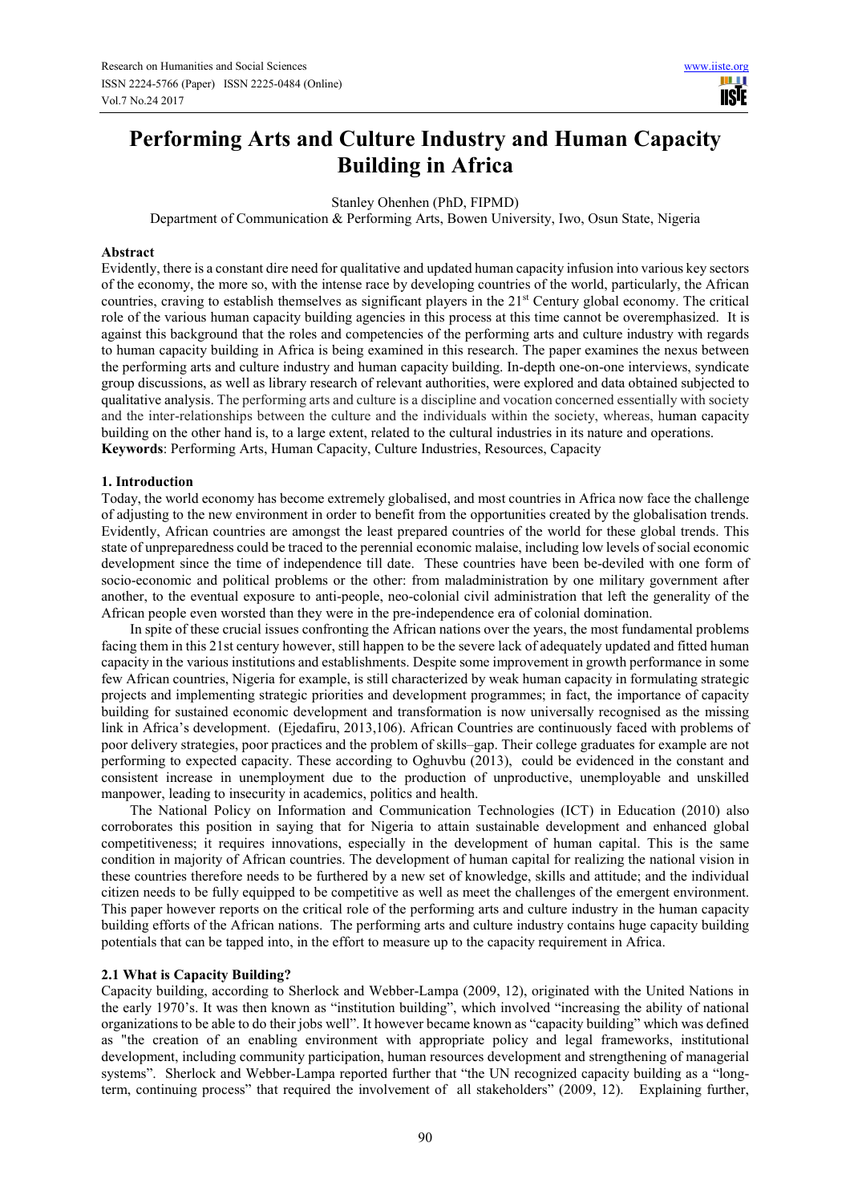# Performing Arts and Culture Industry and Human Capacity Building in Africa

Stanley Ohenhen (PhD, FIPMD)

Department of Communication & Performing Arts, Bowen University, Iwo, Osun State, Nigeria

**Abstract**

Evidently, there is a constant dire need for qualitative and updated human capacity infusion into various key sectors of the economy, the more so, with the intense race by developing countries of the world, particularly, the African countries, craving to establish themselves as significant players in the 21st Century global economy. The critical role of the various human capacity building agencies in this process at this time cannot be overemphasized. It is against this background that the roles and competencies of the performing arts and culture industry with regards to human capacity building in Africa is being examined in this research. The paper examines the nexus between the performing arts and culture industry and human capacity building. In-depth one-on-one interviews, syndicate group discussions, as well as library research of relevant authorities, were explored and data obtained subjected to qualitative analysis. The performing arts and culture is a discipline and vocation concerned essentially with society and the inter-relationships between the culture and the individuals within the society, whereas, human capacity building on the other hand is, to a large extent, related to the cultural industries in its nature and operations.

**Keywords**: Performing Arts, Human Capacity, Culture Industries, Resources, Capacity

## 1. Introduction

Today, the world economy has become extremely globalised, and most countries in Africa now face the challenge of adjusting to the new environment in order to benefit from the opportunities created by the globalisation trends. Evidently, African countries are amongst the least prepared countries of the world for these global trends. This state of unpreparedness could be traced to the perennial economic malaise, including low levels of social economic development since the time of independence till date. These countries have been be-deviled with one form of socio-economic and political problems or the other: from maladministration by one military government after another, to the eventual exposure to anti-people, neo-colonial civil administration that left the generality of the African people even worsted than they were in the pre-independence era of colonial domination.

In spite of these crucial issues confronting the African nations over the years, the most fundamental problems facing them in this 21st century however, still happen to be the severe lack of adequately updated and fitted human capacity in the various institutions and establishments. Despite some improvement in growth performance in some few African countries, Nigeria for example, is still characterized by weak human capacity in formulating strategic projects and implementing strategic priorities and development programmes; in fact, the importance of capacity building for sustained economic development and transformation is now universally recognised as the missing link in Africa's development. (Ejedafiru, 2013,106). African Countries are continuously faced with problems of poor delivery strategies, poor practices and the problem of skills–gap. Their college graduates for example are not performing to expected capacity. These according to Oghuvbu (2013), could be evidenced in the constant and consistent increase in unemployment due to the production of unproductive, unemployable and unskilled manpower, leading to insecurity in academics, politics and health.

The National Policy on Information and Communication Technologies (ICT) in Education (2010) also corroborates this position in saying that for Nigeria to attain sustainable development and enhanced global competitiveness; it requires innovations, especially in the development of human capital. This is the same condition in majority of African countries. The development of human capital for realizing the national vision in these countries therefore needs to be furthered by a new set of knowledge, skills and attitude; and the individual citizen needs to be fully equipped to be competitive as well as meet the challenges of the emergent environment. This paper however reports on the critical role of the performing arts and culture industry in the human capacity building efforts of the African nations. The performing arts and culture industry contains huge capacity building potentials that can be tapped into, in the effort to measure up to the capacity requirement in Africa.

### 2.1 What is Capacity Building?

Capacity building, according to Sherlock and Webber-Lampa (2009, 12), originated with the United Nations in the early 1970's. It was then known as "institution building", which involved "increasing the ability of national organizations to be able to do their jobs well". It however became known as "capacity building" which was defined as "the creation of an enabling environment with appropriate policy and legal frameworks, institutional development, including community participation, human resources development and strengthening of managerial systems". Sherlock and Webber-Lampa reported further that "the UN recognized capacity building as a "long-term, continuing process" that required the involvement of all stakeholders" (2009, 12). Explaining further,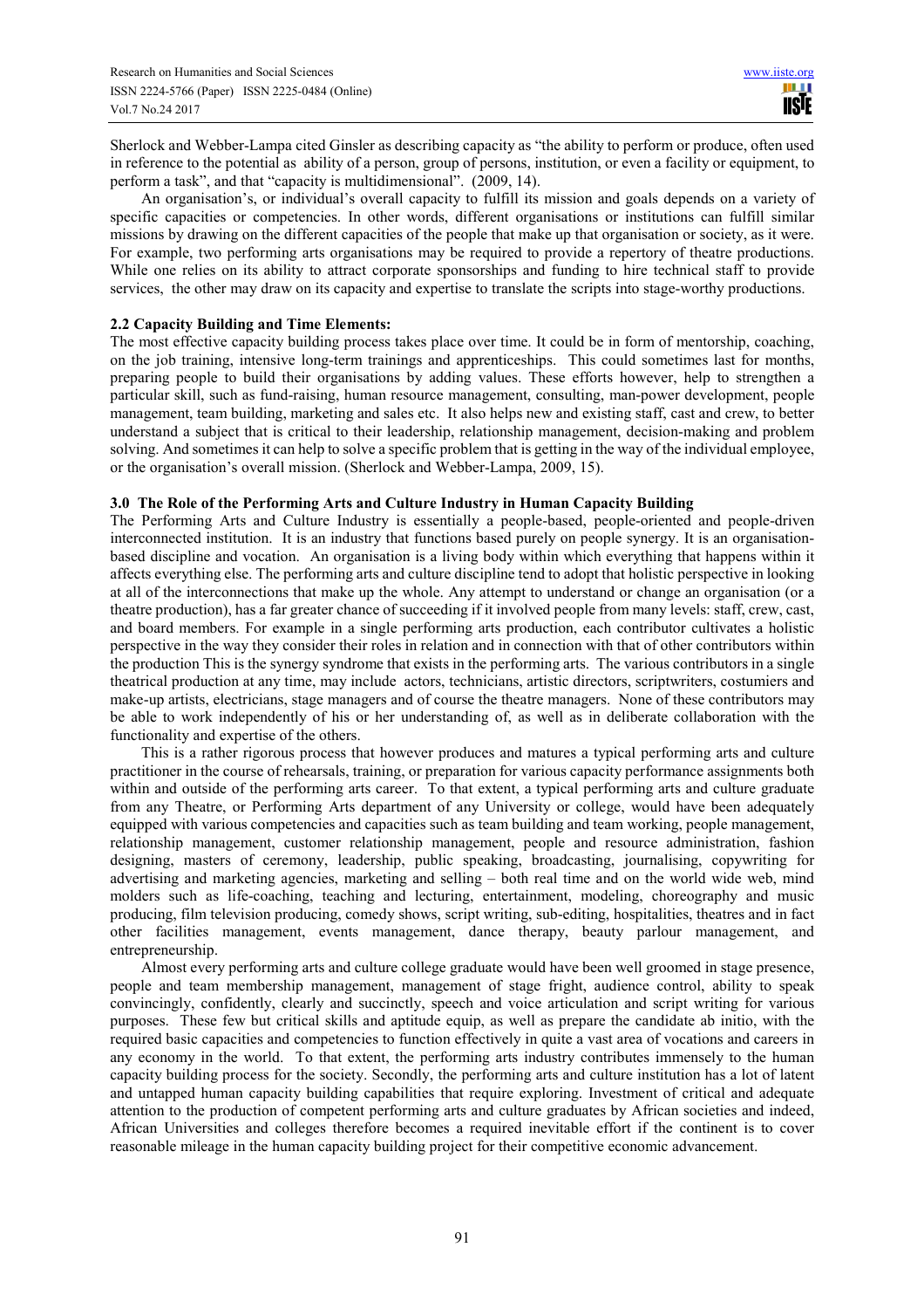Sherlock and Webber-Lampa cited Ginsler as describing capacity as "the ability to perform or produce, often used in reference to the potential as ability of a person, group of persons, institution, or even a facility or equipment, to perform a task", and that "capacity is multidimensional". (2009, 14).

An organisation's, or individual's overall capacity to fulfill its mission and goals depends on a variety of specific capacities or competencies. In other words, different organisations or institutions can fulfill similar missions by drawing on the different capacities of the people that make up that organisation or society, as it were. For example, two performing arts organisations may be required to provide a repertory of theatre productions. While one relies on its ability to attract corporate sponsorships and funding to hire technical staff to provide services, the other may draw on its capacity and expertise to translate the scripts into stage-worthy productions.

### 2.2 Capacity Building and Time Elements:

The most effective capacity building process takes place over time. It could be in form of mentorship, coaching, on the job training, intensive long-term trainings and apprenticeships. This could sometimes last for months, preparing people to build their organisations by adding values. These efforts however, help to strengthen a particular skill, such as fund-raising, human resource management, consulting, man-power development, people management, team building, marketing and sales etc. It also helps new and existing staff, cast and crew, to better understand a subject that is critical to their leadership, relationship management, decision-making and problem solving. And sometimes it can help to solve a specific problem that is getting in the way of the individual employee, or the organisation's overall mission. (Sherlock and Webber-Lampa, 2009, 15).

## 3.0 The Role of the Performing Arts and Culture Industry in Human Capacity Building

The Performing Arts and Culture Industry is essentially a people-based, people-oriented and people-driven interconnected institution. It is an industry that functions based purely on people synergy. It is an organisation-based discipline and vocation. An organisation is a living body within which everything that happens within it affects everything else. The performing arts and culture discipline tend to adopt that holistic perspective in looking at all of the interconnections that make up the whole. Any attempt to understand or change an organisation (or a theatre production), has a far greater chance of succeeding if it involved people from many levels: staff, crew, cast, and board members. For example in a single performing arts production, each contributor cultivates a holistic perspective in the way they consider their roles in relation and in connection with that of other contributors within the production This is the synergy syndrome that exists in the performing arts. The various contributors in a single theatrical production at any time, may include actors, technicians, artistic directors, scriptwriters, costumiers and make-up artists, electricians, stage managers and of course the theatre managers. None of these contributors may be able to work independently of his or her understanding of, as well as in deliberate collaboration with the functionality and expertise of the others.

This is a rather rigorous process that however produces and matures a typical performing arts and culture practitioner in the course of rehearsals, training, or preparation for various capacity performance assignments both within and outside of the performing arts career. To that extent, a typical performing arts and culture graduate from any Theatre, or Performing Arts department of any University or college, would have been adequately equipped with various competencies and capacities such as team building and team working, people management, relationship management, customer relationship management, people and resource administration, fashion designing, masters of ceremony, leadership, public speaking, broadcasting, journalising, copywriting for advertising and marketing agencies, marketing and selling – both real time and on the world wide web, mind molders such as life-coaching, teaching and lecturing, entertainment, modeling, choreography and music producing, film television producing, comedy shows, script writing, sub-editing, hospitalities, theatres and in fact other facilities management, events management, dance therapy, beauty parlour management, and entrepreneurship.

Almost every performing arts and culture college graduate would have been well groomed in stage presence, people and team membership management, management of stage fright, audience control, ability to speak convincingly, confidently, clearly and succinctly, speech and voice articulation and script writing for various purposes. These few but critical skills and aptitude equip, as well as prepare the candidate ab initio, with the required basic capacities and competencies to function effectively in quite a vast area of vocations and careers in any economy in the world. To that extent, the performing arts industry contributes immensely to the human capacity building process for the society. Secondly, the performing arts and culture institution has a lot of latent and untapped human capacity building capabilities that require exploring. Investment of critical and adequate attention to the production of competent performing arts and culture graduates by African societies and indeed, African Universities and colleges therefore becomes a required inevitable effort if the continent is to cover reasonable mileage in the human capacity building project for their competitive economic advancement.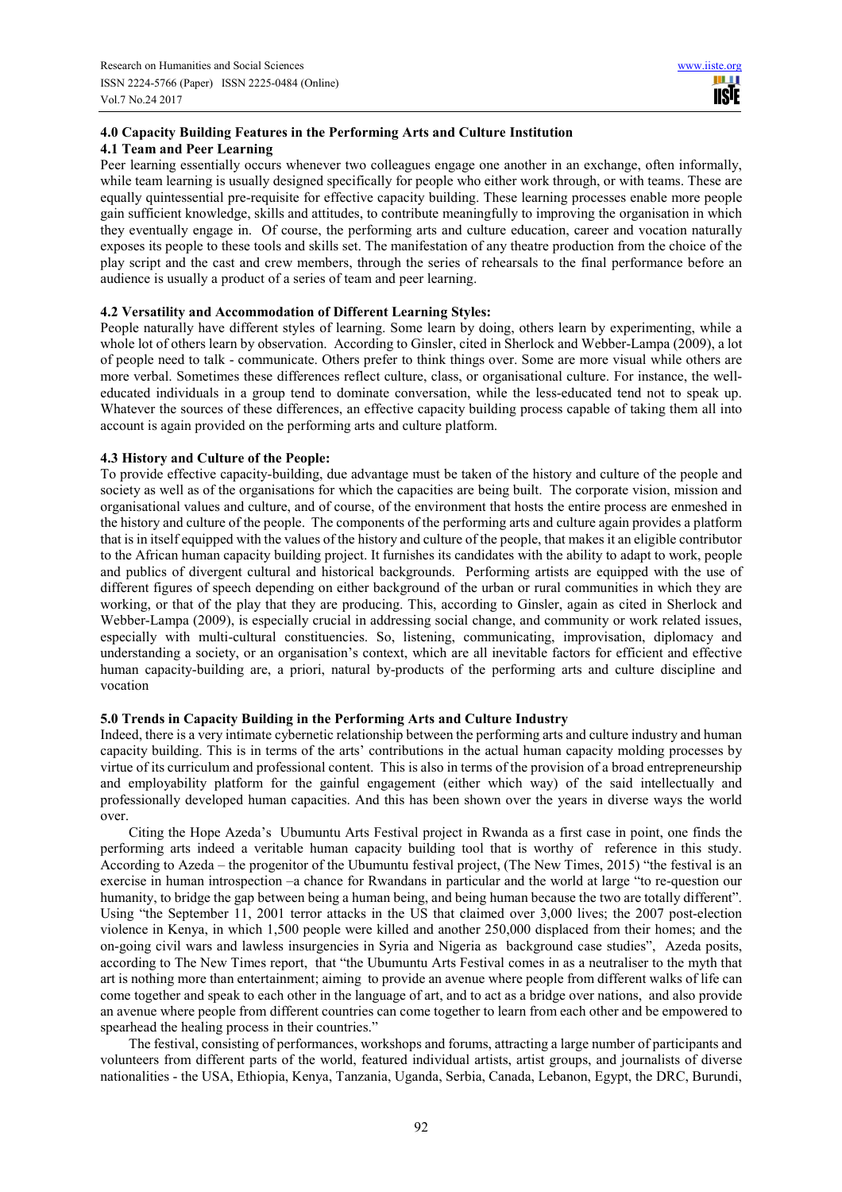## 4.0 Capacity Building Features in the Performing Arts and Culture Institution

### 4.1 Team and Peer Learning

Peer learning essentially occurs whenever two colleagues engage one another in an exchange, often informally, while team learning is usually designed specifically for people who either work through, or with teams. These are equally quintessential pre-requisite for effective capacity building. These learning processes enable more people gain sufficient knowledge, skills and attitudes, to contribute meaningfully to improving the organisation in which they eventually engage in. Of course, the performing arts and culture education, career and vocation naturally exposes its people to these tools and skills set. The manifestation of any theatre production from the choice of the play script and the cast and crew members, through the series of rehearsals to the final performance before an audience is usually a product of a series of team and peer learning.

### 4.2 Versatility and Accommodation of Different Learning Styles:

People naturally have different styles of learning. Some learn by doing, others learn by experimenting, while a whole lot of others learn by observation. According to Ginsler, cited in Sherlock and Webber-Lampa (2009), a lot of people need to talk - communicate. Others prefer to think things over. Some are more visual while others are more verbal. Sometimes these differences reflect culture, class, or organisational culture. For instance, the well-educated individuals in a group tend to dominate conversation, while the less-educated tend not to speak up. Whatever the sources of these differences, an effective capacity building process capable of taking them all into account is again provided on the performing arts and culture platform.

### 4.3 History and Culture of the People:

To provide effective capacity-building, due advantage must be taken of the history and culture of the people and society as well as of the organisations for which the capacities are being built. The corporate vision, mission and organisational values and culture, and of course, of the environment that hosts the entire process are enmeshed in the history and culture of the people. The components of the performing arts and culture again provides a platform that is in itself equipped with the values of the history and culture of the people, that makes it an eligible contributor to the African human capacity building project. It furnishes its candidates with the ability to adapt to work, people and publics of divergent cultural and historical backgrounds. Performing artists are equipped with the use of different figures of speech depending on either background of the urban or rural communities in which they are working, or that of the play that they are producing. This, according to Ginsler, again as cited in Sherlock and Webber-Lampa (2009), is especially crucial in addressing social change, and community or work related issues, especially with multi-cultural constituencies. So, listening, communicating, improvisation, diplomacy and understanding a society, or an organisation's context, which are all inevitable factors for efficient and effective human capacity-building are, a priori, natural by-products of the performing arts and culture discipline and vocation

## 5.0 Trends in Capacity Building in the Performing Arts and Culture Industry

Indeed, there is a very intimate cybernetic relationship between the performing arts and culture industry and human capacity building. This is in terms of the arts' contributions in the actual human capacity molding processes by virtue of its curriculum and professional content. This is also in terms of the provision of a broad entrepreneurship and employability platform for the gainful engagement (either which way) of the said intellectually and professionally developed human capacities. And this has been shown over the years in diverse ways the world over.

Citing the Hope Azeda's Ubumuntu Arts Festival project in Rwanda as a first case in point, one finds the performing arts indeed a veritable human capacity building tool that is worthy of reference in this study. According to Azeda – the progenitor of the Ubumuntu festival project, (The New Times, 2015) "the festival is an exercise in human introspection –a chance for Rwandans in particular and the world at large "to re-question our humanity, to bridge the gap between being a human being, and being human because the two are totally different". Using "the September 11, 2001 terror attacks in the US that claimed over 3,000 lives; the 2007 post-election violence in Kenya, in which 1,500 people were killed and another 250,000 displaced from their homes; and the on-going civil wars and lawless insurgencies in Syria and Nigeria as background case studies", Azeda posits, according to The New Times report, that "the Ubumuntu Arts Festival comes in as a neutraliser to the myth that art is nothing more than entertainment; aiming to provide an avenue where people from different walks of life can come together and speak to each other in the language of art, and to act as a bridge over nations, and also provide an avenue where people from different countries can come together to learn from each other and be empowered to spearhead the healing process in their countries."

The festival, consisting of performances, workshops and forums, attracting a large number of participants and volunteers from different parts of the world, featured individual artists, artist groups, and journalists of diverse nationalities - the USA, Ethiopia, Kenya, Tanzania, Uganda, Serbia, Canada, Lebanon, Egypt, the DRC, Burundi,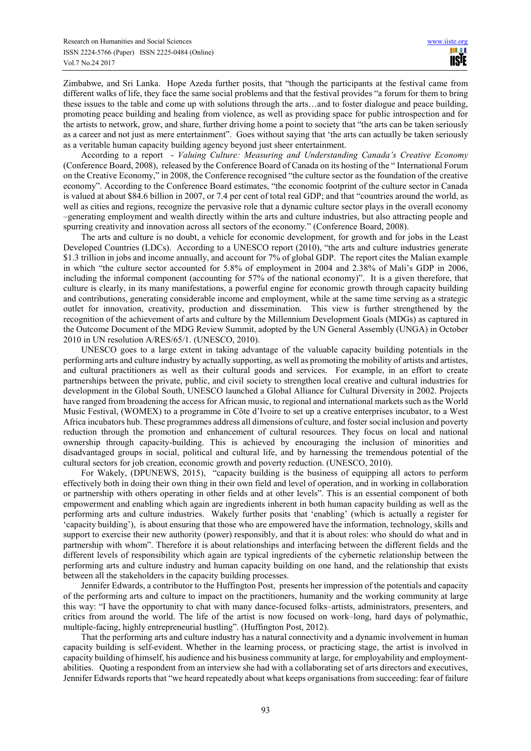Zimbabwe, and Sri Lanka. Hope Azeda further posits, that "though the participants at the festival came from different walks of life, they face the same social problems and that the festival provides "a forum for them to bring these issues to the table and come up with solutions through the arts…and to foster dialogue and peace building, promoting peace building and healing from violence, as well as providing space for public introspection and for the artists to network, grow, and share, further driving home a point to society that "the arts can be taken seriously as a career and not just as mere entertainment". Goes without saying that 'the arts can actually be taken seriously as a veritable human capacity building agency beyond just sheer entertainment.

According to a report - *Valuing Culture: Measuring and Understanding Canada's Creative Economy* (Conference Board, 2008), released by the Conference Board of Canada on its hosting of the " International Forum on the Creative Economy," in 2008, the Conference recognised "the culture sector as the foundation of the creative economy". According to the Conference Board estimates, "the economic footprint of the culture sector in Canada is valued at about $84.6 billion in 2007, or 7.4 per cent of total real GDP; and that "countries around the world, as well as cities and regions, recognize the pervasive role that a dynamic culture sector plays in the overall economy –generating employment and wealth directly within the arts and culture industries, but also attracting people and spurring creativity and innovation across all sectors of the economy." (Conference Board, 2008).

The arts and culture is no doubt, a vehicle for economic development, for growth and for jobs in the Least Developed Countries (LDCs). According to a UNESCO report (2010), "the arts and culture industries generate $1.3 trillion in jobs and income annually, and account for 7% of global GDP. The report cites the Malian example in which "the culture sector accounted for 5.8% of employment in 2004 and 2.38% of Mali's GDP in 2006, including the informal component (accounting for 57% of the national economy)". It is a given therefore, that culture is clearly, in its many manifestations, a powerful engine for economic growth through capacity building and contributions, generating considerable income and employment, while at the same time serving as a strategic outlet for innovation, creativity, production and dissemination. This view is further strengthened by the recognition of the achievement of arts and culture by the Millennium Development Goals (MDGs) as captured in the Outcome Document of the MDG Review Summit, adopted by the UN General Assembly (UNGA) in October 2010 in UN resolution A/RES/65/1. (UNESCO, 2010).

UNESCO goes to a large extent in taking advantage of the valuable capacity building potentials in the performing arts and culture industry by actually supporting, as well as promoting the mobility of artists and artistes, and cultural practitioners as well as their cultural goods and services. For example, in an effort to create partnerships between the private, public, and civil society to strengthen local creative and cultural industries for development in the Global South, UNESCO launched a Global Alliance for Cultural Diversity in 2002. Projects have ranged from broadening the access for African music, to regional and international markets such as the World Music Festival, (WOMEX) to a programme in Côte d'Ivoire to set up a creative enterprises incubator, to a West Africa incubators hub. These programmes address all dimensions of culture, and foster social inclusion and poverty reduction through the promotion and enhancement of cultural resources. They focus on local and national ownership through capacity-building. This is achieved by encouraging the inclusion of minorities and disadvantaged groups in social, political and cultural life, and by harnessing the tremendous potential of the cultural sectors for job creation, economic growth and poverty reduction. (UNESCO, 2010).

For Wakely, (DPUNEWS, 2015), "capacity building is the business of equipping all actors to perform effectively both in doing their own thing in their own field and level of operation, and in working in collaboration or partnership with others operating in other fields and at other levels". This is an essential component of both empowerment and enabling which again are ingredients inherent in both human capacity building as well as the performing arts and culture industries. Wakely further posits that 'enabling' (which is actually a register for 'capacity building'), is about ensuring that those who are empowered have the information, technology, skills and support to exercise their new authority (power) responsibly, and that it is about roles: who should do what and in partnership with whom". Therefore it is about relationships and interfacing between the different fields and the different levels of responsibility which again are typical ingredients of the cybernetic relationship between the performing arts and culture industry and human capacity building on one hand, and the relationship that exists between all the stakeholders in the capacity building processes.

Jennifer Edwards, a contributor to the Huffington Post, presents her impression of the potentials and capacity of the performing arts and culture to impact on the practitioners, humanity and the working community at large this way: "I have the opportunity to chat with many dance-focused folks–artists, administrators, presenters, and critics from around the world. The life of the artist is now focused on work–long, hard days of polymathic, multiple-facing, highly entrepreneurial hustling". (Huffington Post, 2012).

That the performing arts and culture industry has a natural connectivity and a dynamic involvement in human capacity building is self-evident. Whether in the learning process, or practicing stage, the artist is involved in capacity building of himself, his audience and his business community at large, for employability and employment-abilities. Quoting a respondent from an interview she had with a collaborating set of arts directors and executives, Jennifer Edwards reports that "we heard repeatedly about what keeps organisations from succeeding: fear of failure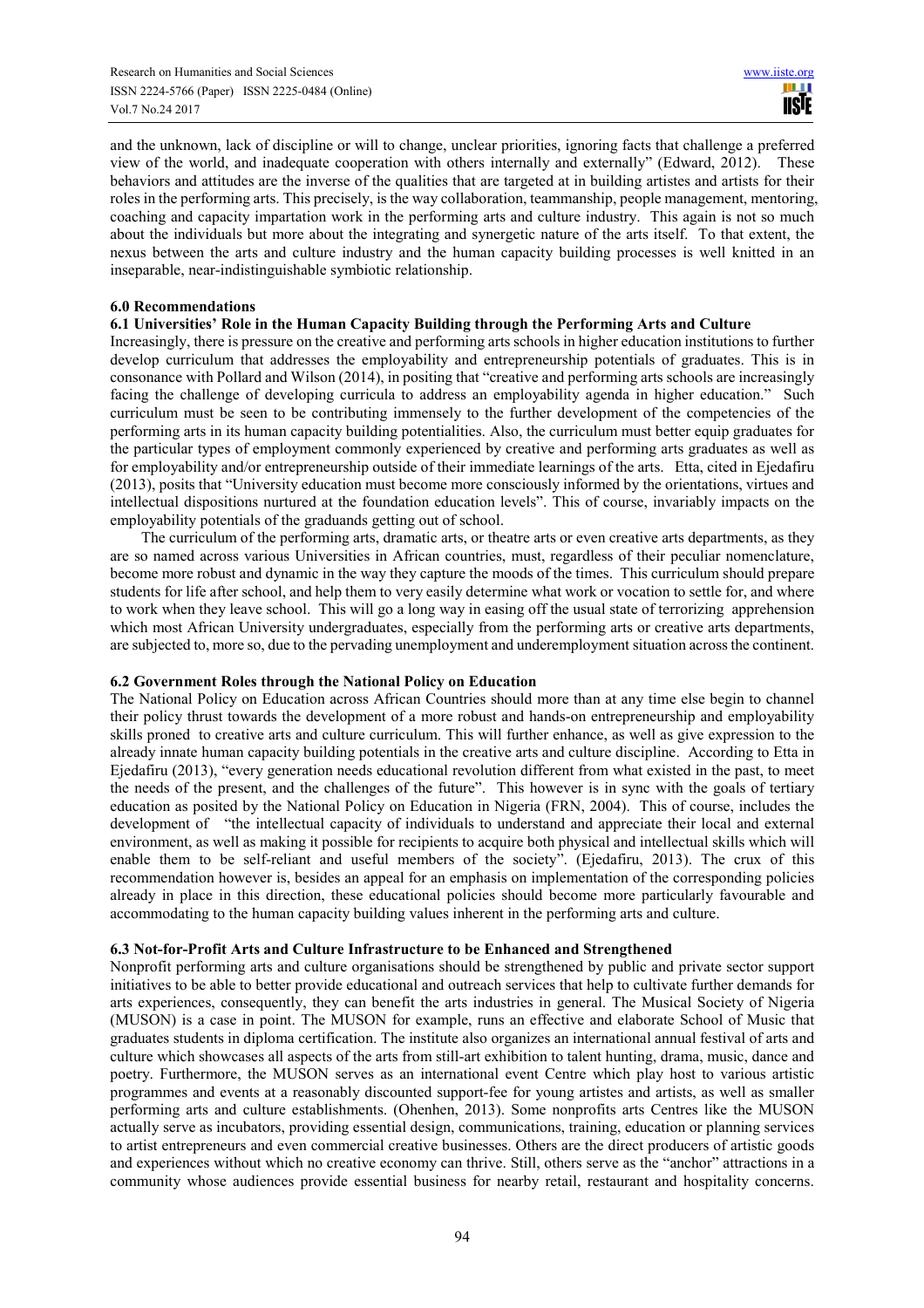and the unknown, lack of discipline or will to change, unclear priorities, ignoring facts that challenge a preferred view of the world, and inadequate cooperation with others internally and externally" (Edward, 2012). These behaviors and attitudes are the inverse of the qualities that are targeted at in building artistes and artists for their roles in the performing arts. This precisely, is the way collaboration, teammanship, people management, mentoring, coaching and capacity impartation work in the performing arts and culture industry. This again is not so much about the individuals but more about the integrating and synergetic nature of the arts itself. To that extent, the nexus between the arts and culture industry and the human capacity building processes is well knitted in an inseparable, near-indistinguishable symbiotic relationship.

## 6.0 Recommendations

### 6.1 Universities' Role in the Human Capacity Building through the Performing Arts and Culture

Increasingly, there is pressure on the creative and performing arts schools in higher education institutions to further develop curriculum that addresses the employability and entrepreneurship potentials of graduates. This is in consonance with Pollard and Wilson (2014), in positing that "creative and performing arts schools are increasingly facing the challenge of developing curricula to address an employability agenda in higher education." Such curriculum must be seen to be contributing immensely to the further development of the competencies of the performing arts in its human capacity building potentialities. Also, the curriculum must better equip graduates for the particular types of employment commonly experienced by creative and performing arts graduates as well as for employability and/or entrepreneurship outside of their immediate learnings of the arts. Etta, cited in Ejedafiru (2013), posits that "University education must become more consciously informed by the orientations, virtues and intellectual dispositions nurtured at the foundation education levels". This of course, invariably impacts on the employability potentials of the graduands getting out of school.

The curriculum of the performing arts, dramatic arts, or theatre arts or even creative arts departments, as they are so named across various Universities in African countries, must, regardless of their peculiar nomenclature, become more robust and dynamic in the way they capture the moods of the times. This curriculum should prepare students for life after school, and help them to very easily determine what work or vocation to settle for, and where to work when they leave school. This will go a long way in easing off the usual state of terrorizing apprehension which most African University undergraduates, especially from the performing arts or creative arts departments, are subjected to, more so, due to the pervading unemployment and underemployment situation across the continent.

### 6.2 Government Roles through the National Policy on Education

The National Policy on Education across African Countries should more than at any time else begin to channel their policy thrust towards the development of a more robust and hands-on entrepreneurship and employability skills proned to creative arts and culture curriculum. This will further enhance, as well as give expression to the already innate human capacity building potentials in the creative arts and culture discipline. According to Etta in Ejedafiru (2013), "every generation needs educational revolution different from what existed in the past, to meet the needs of the present, and the challenges of the future". This however is in sync with the goals of tertiary education as posited by the National Policy on Education in Nigeria (FRN, 2004). This of course, includes the development of "the intellectual capacity of individuals to understand and appreciate their local and external environment, as well as making it possible for recipients to acquire both physical and intellectual skills which will enable them to be self-reliant and useful members of the society". (Ejedafiru, 2013). The crux of this recommendation however is, besides an appeal for an emphasis on implementation of the corresponding policies already in place in this direction, these educational policies should become more particularly favourable and accommodating to the human capacity building values inherent in the performing arts and culture.

### 6.3 Not-for-Profit Arts and Culture Infrastructure to be Enhanced and Strengthened

Nonprofit performing arts and culture organisations should be strengthened by public and private sector support initiatives to be able to better provide educational and outreach services that help to cultivate further demands for arts experiences, consequently, they can benefit the arts industries in general. The Musical Society of Nigeria (MUSON) is a case in point. The MUSON for example, runs an effective and elaborate School of Music that graduates students in diploma certification. The institute also organizes an international annual festival of arts and culture which showcases all aspects of the arts from still-art exhibition to talent hunting, drama, music, dance and poetry. Furthermore, the MUSON serves as an international event Centre which play host to various artistic programmes and events at a reasonably discounted support-fee for young artistes and artists, as well as smaller performing arts and culture establishments. (Ohenhen, 2013). Some nonprofits arts Centres like the MUSON actually serve as incubators, providing essential design, communications, training, education or planning services to artist entrepreneurs and even commercial creative businesses. Others are the direct producers of artistic goods and experiences without which no creative economy can thrive. Still, others serve as the "anchor" attractions in a community whose audiences provide essential business for nearby retail, restaurant and hospitality concerns.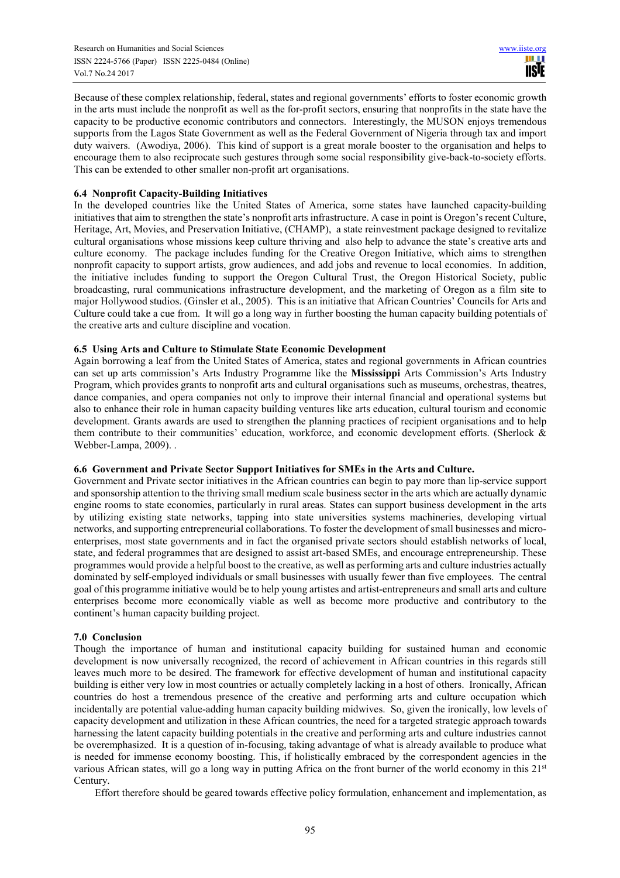Because of these complex relationship, federal, states and regional governments' efforts to foster economic growth in the arts must include the nonprofit as well as the for-profit sectors, ensuring that nonprofits in the state have the capacity to be productive economic contributors and connectors. Interestingly, the MUSON enjoys tremendous supports from the Lagos State Government as well as the Federal Government of Nigeria through tax and import duty waivers. (Awodiya, 2006). This kind of support is a great morale booster to the organisation and helps to encourage them to also reciprocate such gestures through some social responsibility give-back-to-society efforts. This can be extended to other smaller non-profit art organisations.

### 6.4 Nonprofit Capacity-Building Initiatives

In the developed countries like the United States of America, some states have launched capacity-building initiatives that aim to strengthen the state's nonprofit arts infrastructure. A case in point is Oregon's recent Culture, Heritage, Art, Movies, and Preservation Initiative, (CHAMP), a state reinvestment package designed to revitalize cultural organisations whose missions keep culture thriving and also help to advance the state's creative arts and culture economy. The package includes funding for the Creative Oregon Initiative, which aims to strengthen nonprofit capacity to support artists, grow audiences, and add jobs and revenue to local economies. In addition, the initiative includes funding to support the Oregon Cultural Trust, the Oregon Historical Society, public broadcasting, rural communications infrastructure development, and the marketing of Oregon as a film site to major Hollywood studios. (Ginsler et al., 2005). This is an initiative that African Countries' Councils for Arts and Culture could take a cue from. It will go a long way in further boosting the human capacity building potentials of the creative arts and culture discipline and vocation.

### 6.5 Using Arts and Culture to Stimulate State Economic Development

Again borrowing a leaf from the United States of America, states and regional governments in African countries can set up arts commission's Arts Industry Programme like the **Mississippi** Arts Commission's Arts Industry Program, which provides grants to nonprofit arts and cultural organisations such as museums, orchestras, theatres, dance companies, and opera companies not only to improve their internal financial and operational systems but also to enhance their role in human capacity building ventures like arts education, cultural tourism and economic development. Grants awards are used to strengthen the planning practices of recipient organisations and to help them contribute to their communities' education, workforce, and economic development efforts. (Sherlock & Webber-Lampa, 2009). .

### 6.6 Government and Private Sector Support Initiatives for SMEs in the Arts and Culture.

Government and Private sector initiatives in the African countries can begin to pay more than lip-service support and sponsorship attention to the thriving small medium scale business sector in the arts which are actually dynamic engine rooms to state economies, particularly in rural areas. States can support business development in the arts by utilizing existing state networks, tapping into state universities systems machineries, developing virtual networks, and supporting entrepreneurial collaborations. To foster the development of small businesses and micro-enterprises, most state governments and in fact the organised private sectors should establish networks of local, state, and federal programmes that are designed to assist art-based SMEs, and encourage entrepreneurship. These programmes would provide a helpful boost to the creative, as well as performing arts and culture industries actually dominated by self-employed individuals or small businesses with usually fewer than five employees. The central goal of this programme initiative would be to help young artistes and artist-entrepreneurs and small arts and culture enterprises become more economically viable as well as become more productive and contributory to the continent's human capacity building project.

## 7.0 Conclusion

Though the importance of human and institutional capacity building for sustained human and economic development is now universally recognized, the record of achievement in African countries in this regards still leaves much more to be desired. The framework for effective development of human and institutional capacity building is either very low in most countries or actually completely lacking in a host of others. Ironically, African countries do host a tremendous presence of the creative and performing arts and culture occupation which incidentally are potential value-adding human capacity building midwives. So, given the ironically, low levels of capacity development and utilization in these African countries, the need for a targeted strategic approach towards harnessing the latent capacity building potentials in the creative and performing arts and culture industries cannot be overemphasized. It is a question of in-focusing, taking advantage of what is already available to produce what is needed for immense economy boosting. This, if holistically embraced by the correspondent agencies in the various African states, will go a long way in putting Africa on the front burner of the world economy in this 21st Century.

Effort therefore should be geared towards effective policy formulation, enhancement and implementation, as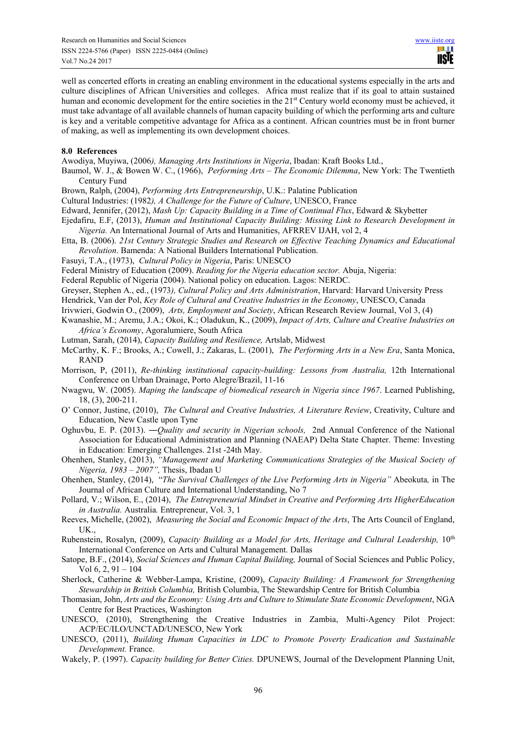well as concerted efforts in creating an enabling environment in the educational systems especially in the arts and culture disciplines of African Universities and colleges. Africa must realize that if its goal to attain sustained human and economic development for the entire societies in the 21st Century world economy must be achieved, it must take advantage of all available channels of human capacity building of which the performing arts and culture is key and a veritable competitive advantage for Africa as a continent. African countries must be in front burner of making, as well as implementing its own development choices.

## 8.0 References

Awodiya, Muyiwa, (2006*), Managing Arts Institutions in Nigeria*, Ibadan: Kraft Books Ltd.,

Baumol, W. J., & Bowen W. C., (1966), *Performing Arts – The Economic Dilemma*, New York: The Twentieth Century Fund

Brown, Ralph, (2004), *Performing Arts Entrepreneurship*, U.K.: Palatine Publication

Cultural Industries: (1982*), A Challenge for the Future of Culture*, UNESCO, France

Edward, Jennifer, (2012), *Mash Up: Capacity Building in a Time of Continual Flux*, Edward & Skybetter

Ejedafiru, E.F, (2013), *Human and Institutional Capacity Building: Missing Link to Research Development in Nigeria.* An International Journal of Arts and Humanities, AFRREV IJAH, vol 2, 4

Etta, B. (2006). *21st Century Strategic Studies and Research on Effective Teaching Dynamics and Educational Revolution*. Bamenda: A National Builders International Publication.

Fasuyi, T.A., (1973), *Cultural Policy in Nigeria*, Paris: UNESCO

Federal Ministry of Education (2009). *Reading for the Nigeria education sector.* Abuja, Nigeria:

Federal Republic of Nigeria (2004). National policy on education. Lagos: NERDC.

Greyser, Stephen A., ed., (1973*), Cultural Policy and Arts Administration*, Harvard: Harvard University Press

Hendrick, Van der Pol, *Key Role of Cultural and Creative Industries in the Economy*, UNESCO, Canada

Irivwieri, Godwin O., (2009), *Arts, Employment and Society*, African Research Review Journal, Vol 3, (4)

Kwanashie, M.; Aremu, J.A.; Okoi, K.; Oladukun, K., (2009), *Impact of Arts, Culture and Creative Industries on Africa's Economy*, Agoralumiere, South Africa

Lutman, Sarah, (2014), *Capacity Building and Resilience,* Artslab, Midwest

McCarthy, K. F.; Brooks, A.; Cowell, J.; Zakaras, L. (2001), *The Performing Arts in a New Era*, Santa Monica, RAND

Morrison, P, (2011), *Re-thinking institutional capacity-building: Lessons from Australia,* 12th International Conference on Urban Drainage, Porto Alegre/Brazil, 11-16

Nwagwu, W. (2005). *Maping the landscape of biomedical research in Nigeria since 1967*. Learned Publishing, 18, (3), 200-211.

O' Connor, Justine, (2010), *The Cultural and Creative Industries, A Literature Review*, Creativity, Culture and Education, New Castle upon Tyne

Oghuvbu, E. P. (2013). ―*Quality and security in Nigerian schools,* 2nd Annual Conference of the National Association for Educational Administration and Planning (NAEAP) Delta State Chapter. Theme: Investing in Education: Emerging Challenges. 21st -24th May.

Ohenhen, Stanley, (2013), *"Management and Marketing Communications Strategies of the Musical Society of Nigeria, 1983 – 2007",* Thesis, Ibadan U

Ohenhen, Stanley, (2014), "*The Survival Challenges of the Live Performing Arts in Nigeria"* Abeokuta*,* in The Journal of African Culture and International Understanding, No 7

Pollard, V.; Wilson, E., (2014), *The Entrepreneurial Mindset in Creative and Performing Arts HigherEducation in Australia.* Australia*.* Entrepreneur, Vol. 3, 1

Reeves, Michelle, (2002), *Measuring the Social and Economic Impact of the Arts*, The Arts Council of England, UK.,

Rubenstein, Rosalyn, (2009), *Capacity Building as a Model for Arts, Heritage and Cultural Leadership,* 10th International Conference on Arts and Cultural Management. Dallas

Satope, B.F., (2014), *Social Sciences and Human Capital Building,* Journal of Social Sciences and Public Policy, Vol 6, 2, 91 – 104

Sherlock, Catherine & Webber-Lampa, Kristine, (2009), *Capacity Building: A Framework for Strengthening Stewardship in British Columbia,* British Columbia, The Stewardship Centre for British Columbia

Thomasian, John, *Arts and the Economy: Using Arts and Culture to Stimulate State Economic Development*, NGA Centre for Best Practices, Washington

UNESCO, (2010), Strengthening the Creative Industries in Zambia, Multi-Agency Pilot Project: ACP/EC/ILO/UNCTAD/UNESCO, New York

UNESCO, (2011), *Building Human Capacities in LDC to Promote Poverty Eradication and Sustainable Development.* France.

Wakely, P. (1997). *Capacity building for Better Cities.* DPUNEWS, Journal of the Development Planning Unit,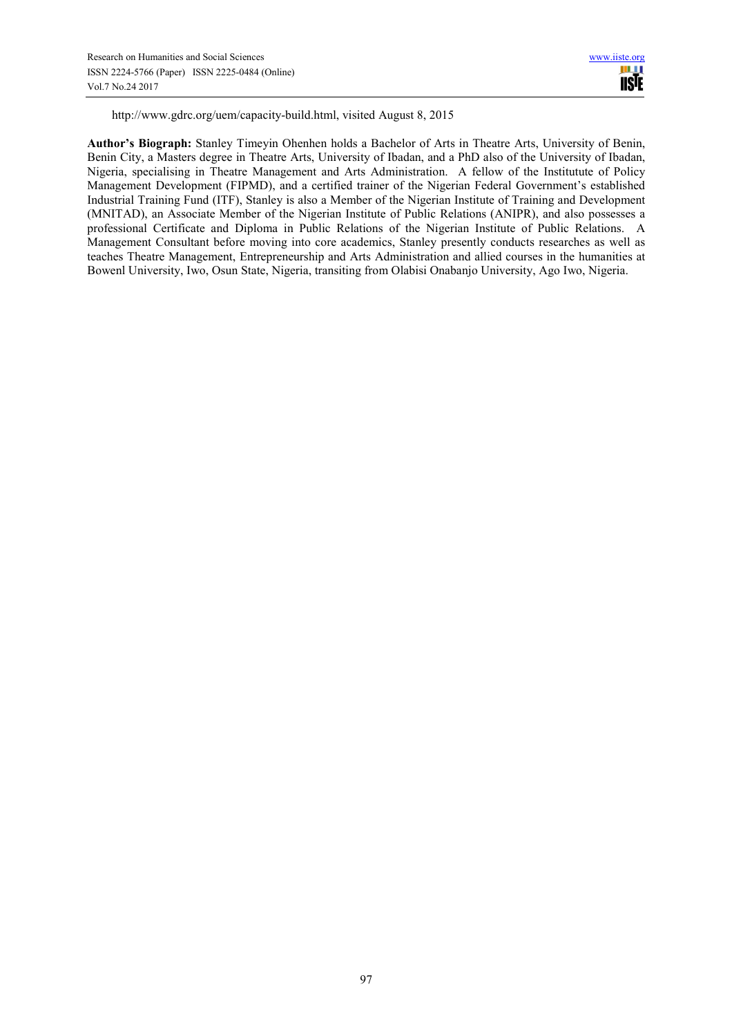http://www.gdrc.org/uem/capacity-build.html, visited August 8, 2015

**Author's Biograph:** Stanley Timeyin Ohenhen holds a Bachelor of Arts in Theatre Arts, University of Benin, Benin City, a Masters degree in Theatre Arts, University of Ibadan, and a PhD also of the University of Ibadan, Nigeria, specialising in Theatre Management and Arts Administration. A fellow of the Institutute of Policy Management Development (FIPMD), and a certified trainer of the Nigerian Federal Government's established Industrial Training Fund (ITF), Stanley is also a Member of the Nigerian Institute of Training and Development (MNITAD), an Associate Member of the Nigerian Institute of Public Relations (ANIPR), and also possesses a professional Certificate and Diploma in Public Relations of the Nigerian Institute of Public Relations. A Management Consultant before moving into core academics, Stanley presently conducts researches as well as teaches Theatre Management, Entrepreneurship and Arts Administration and allied courses in the humanities at Bowenl University, Iwo, Osun State, Nigeria, transiting from Olabisi Onabanjo University, Ago Iwo, Nigeria.